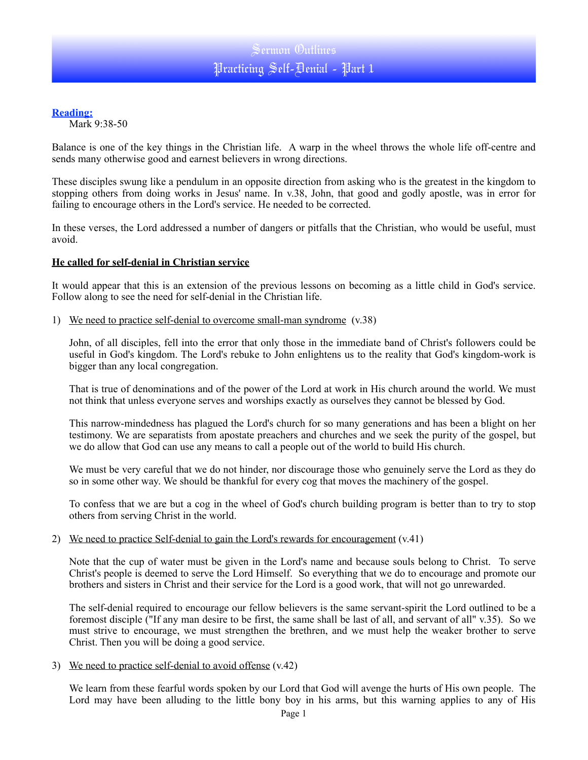# Sermon Outlines
# Practicing Self-Denial - Part 1

**Reading:**
Mark 9:38-50

Balance is one of the key things in the Christian life. A warp in the wheel throws the whole life off-centre and sends many otherwise good and earnest believers in wrong directions.

These disciples swung like a pendulum in an opposite direction from asking who is the greatest in the kingdom to stopping others from doing works in Jesus' name. In v.38, John, that good and godly apostle, was in error for failing to encourage others in the Lord's service. He needed to be corrected.

In these verses, the Lord addressed a number of dangers or pitfalls that the Christian, who would be useful, must avoid.

## He called for self-denial in Christian service

It would appear that this is an extension of the previous lessons on becoming as a little child in God's service. Follow along to see the need for self-denial in the Christian life.

1) We need to practice self-denial to overcome small-man syndrome (v.38)

   John, of all disciples, fell into the error that only those in the immediate band of Christ's followers could be useful in God's kingdom. The Lord's rebuke to John enlightens us to the reality that God's kingdom-work is bigger than any local congregation.

   That is true of denominations and of the power of the Lord at work in His church around the world. We must not think that unless everyone serves and worships exactly as ourselves they cannot be blessed by God.

   This narrow-mindedness has plagued the Lord's church for so many generations and has been a blight on her testimony. We are separatists from apostate preachers and churches and we seek the purity of the gospel, but we do allow that God can use any means to call a people out of the world to build His church.

   We must be very careful that we do not hinder, nor discourage those who genuinely serve the Lord as they do so in some other way. We should be thankful for every cog that moves the machinery of the gospel.

   To confess that we are but a cog in the wheel of God's church building program is better than to try to stop others from serving Christ in the world.

2) We need to practice Self-denial to gain the Lord's rewards for encouragement (v.41)

   Note that the cup of water must be given in the Lord's name and because souls belong to Christ. To serve Christ's people is deemed to serve the Lord Himself. So everything that we do to encourage and promote our brothers and sisters in Christ and their service for the Lord is a good work, that will not go unrewarded.

   The self-denial required to encourage our fellow believers is the same servant-spirit the Lord outlined to be a foremost disciple ("If any man desire to be first, the same shall be last of all, and servant of all" v.35). So we must strive to encourage, we must strengthen the brethren, and we must help the weaker brother to serve Christ. Then you will be doing a good service.

3) We need to practice self-denial to avoid offense (v.42)

   We learn from these fearful words spoken by our Lord that God will avenge the hurts of His own people. The Lord may have been alluding to the little bony boy in his arms, but this warning applies to any of His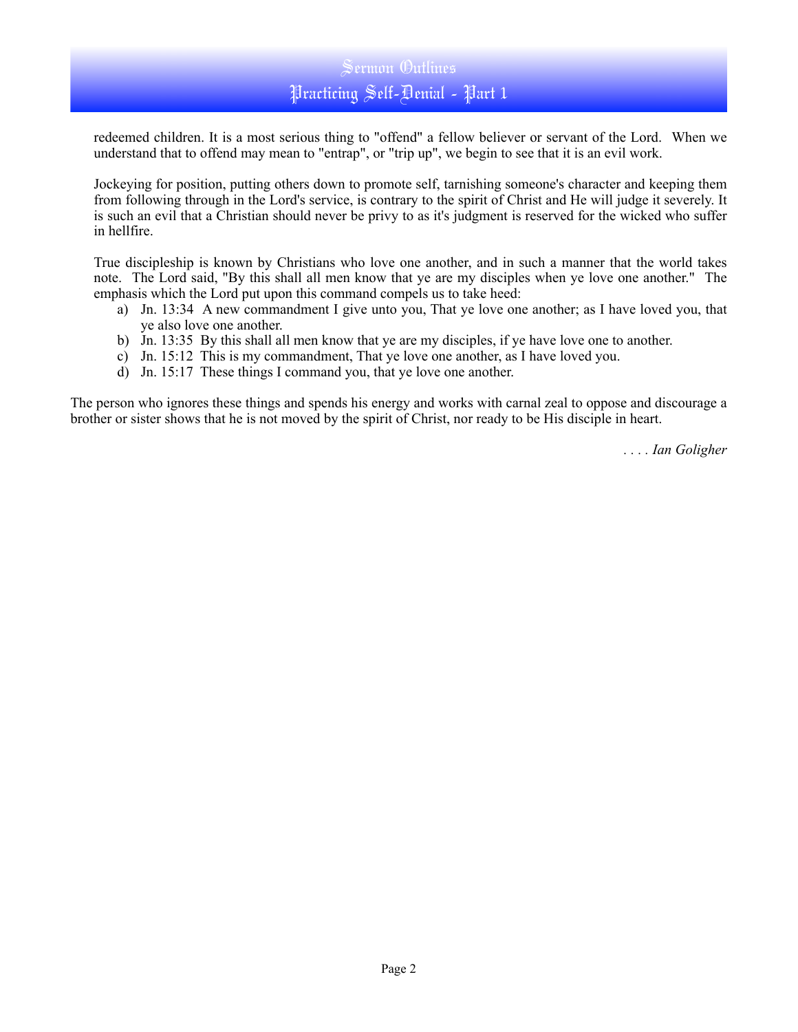redeemed children. It is a most serious thing to "offend" a fellow believer or servant of the Lord. When we understand that to offend may mean to "entrap", or "trip up", we begin to see that it is an evil work.

Jockeying for position, putting others down to promote self, tarnishing someone's character and keeping them from following through in the Lord's service, is contrary to the spirit of Christ and He will judge it severely. It is such an evil that a Christian should never be privy to as it's judgment is reserved for the wicked who suffer in hellfire.

True discipleship is known by Christians who love one another, and in such a manner that the world takes note. The Lord said, "By this shall all men know that ye are my disciples when ye love one another." The emphasis which the Lord put upon this command compels us to take heed:

a) Jn. 13:34 A new commandment I give unto you, That ye love one another; as I have loved you, that ye also love one another.
b) Jn. 13:35 By this shall all men know that ye are my disciples, if ye have love one to another.
c) Jn. 15:12 This is my commandment, That ye love one another, as I have loved you.
d) Jn. 15:17 These things I command you, that ye love one another.

The person who ignores these things and spends his energy and works with carnal zeal to oppose and discourage a brother or sister shows that he is not moved by the spirit of Christ, nor ready to be His disciple in heart.

. . . . *Ian Goligher*